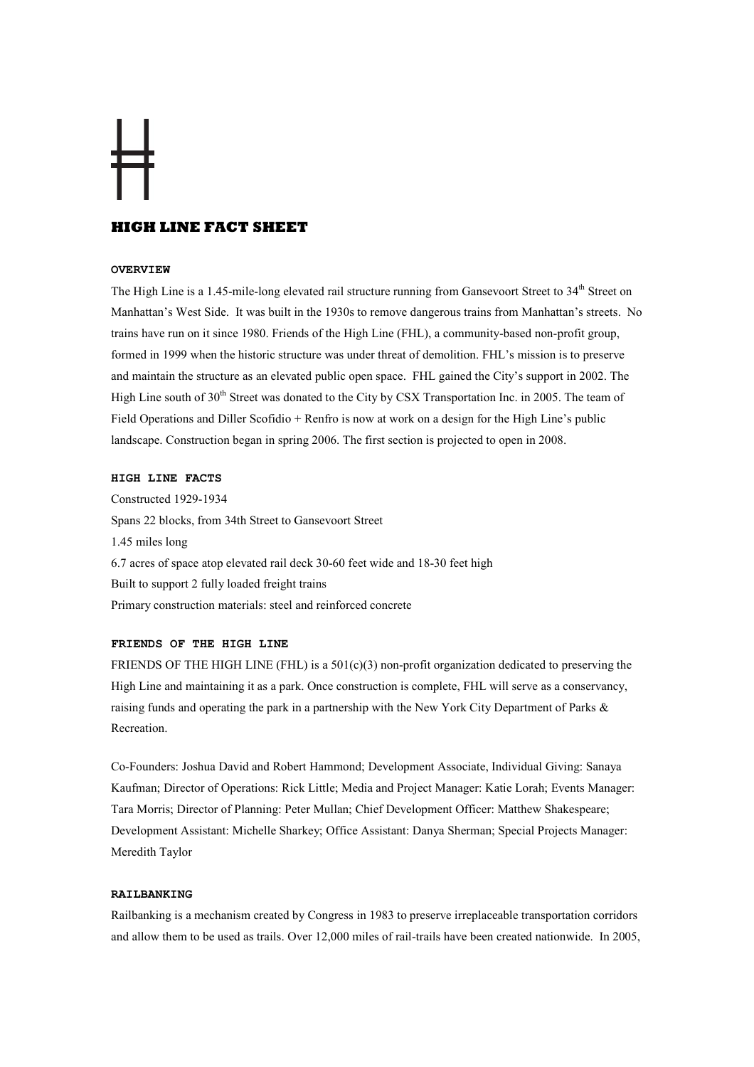# HIGH LINE FACT SHEET

## OVERVIEW

The High Line is a 1.45-mile-long elevated rail structure running from Gansevoort Street to 34th Street on Manhattan's West Side. It was built in the 1930s to remove dangerous trains from Manhattan's streets. No trains have run on it since 1980. Friends of the High Line (FHL), a community-based non-profit group, formed in 1999 when the historic structure was under threat of demolition. FHL's mission is to preserve and maintain the structure as an elevated public open space. FHL gained the City's support in 2002. The High Line south of 30th Street was donated to the City by CSX Transportation Inc. in 2005. The team of Field Operations and Diller Scofidio + Renfro is now at work on a design for the High Line's public landscape. Construction began in spring 2006. The first section is projected to open in 2008.

## HIGH LINE FACTS

Constructed 1929-1934
Spans 22 blocks, from 34th Street to Gansevoort Street
1.45 miles long
6.7 acres of space atop elevated rail deck 30-60 feet wide and 18-30 feet high
Built to support 2 fully loaded freight trains
Primary construction materials: steel and reinforced concrete

## FRIENDS OF THE HIGH LINE

FRIENDS OF THE HIGH LINE (FHL) is a 501(c)(3) non-profit organization dedicated to preserving the High Line and maintaining it as a park. Once construction is complete, FHL will serve as a conservancy, raising funds and operating the park in a partnership with the New York City Department of Parks & Recreation.

Co-Founders: Joshua David and Robert Hammond; Development Associate, Individual Giving: Sanaya Kaufman; Director of Operations: Rick Little; Media and Project Manager: Katie Lorah; Events Manager: Tara Morris; Director of Planning: Peter Mullan; Chief Development Officer: Matthew Shakespeare; Development Assistant: Michelle Sharkey; Office Assistant: Danya Sherman; Special Projects Manager: Meredith Taylor

## RAILBANKING

Railbanking is a mechanism created by Congress in 1983 to preserve irreplaceable transportation corridors and allow them to be used as trails. Over 12,000 miles of rail-trails have been created nationwide. In 2005,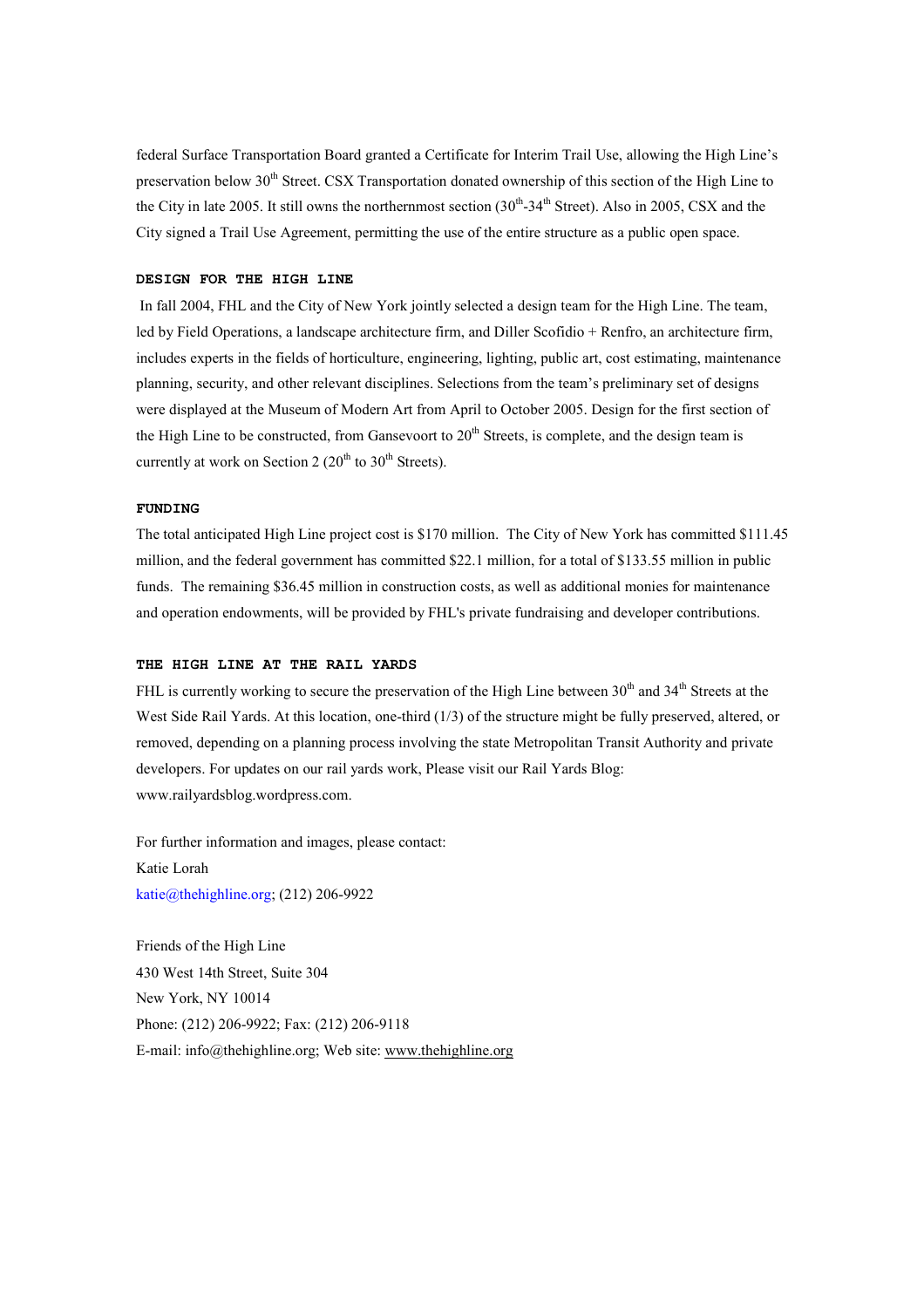federal Surface Transportation Board granted a Certificate for Interim Trail Use, allowing the High Line's preservation below 30th Street. CSX Transportation donated ownership of this section of the High Line to the City in late 2005. It still owns the northernmost section (30th-34th Street). Also in 2005, CSX and the City signed a Trail Use Agreement, permitting the use of the entire structure as a public open space.

## DESIGN FOR THE HIGH LINE

In fall 2004, FHL and the City of New York jointly selected a design team for the High Line. The team, led by Field Operations, a landscape architecture firm, and Diller Scofidio + Renfro, an architecture firm, includes experts in the fields of horticulture, engineering, lighting, public art, cost estimating, maintenance planning, security, and other relevant disciplines. Selections from the team's preliminary set of designs were displayed at the Museum of Modern Art from April to October 2005. Design for the first section of the High Line to be constructed, from Gansevoort to 20th Streets, is complete, and the design team is currently at work on Section 2 (20th to 30th Streets).

## FUNDING

The total anticipated High Line project cost is $170 million. The City of New York has committed $111.45 million, and the federal government has committed $22.1 million, for a total of $133.55 million in public funds. The remaining $36.45 million in construction costs, as well as additional monies for maintenance and operation endowments, will be provided by FHL's private fundraising and developer contributions.

## THE HIGH LINE AT THE RAIL YARDS

FHL is currently working to secure the preservation of the High Line between 30th and 34th Streets at the West Side Rail Yards. At this location, one-third (1/3) of the structure might be fully preserved, altered, or removed, depending on a planning process involving the state Metropolitan Transit Authority and private developers. For updates on our rail yards work, Please visit our Rail Yards Blog: www.railyardsblog.wordpress.com.

For further information and images, please contact:
Katie Lorah
katie@thehighline.org; (212) 206-9922

Friends of the High Line
430 West 14th Street, Suite 304
New York, NY 10014
Phone: (212) 206-9922; Fax: (212) 206-9118
E-mail: info@thehighline.org; Web site: www.thehighline.org